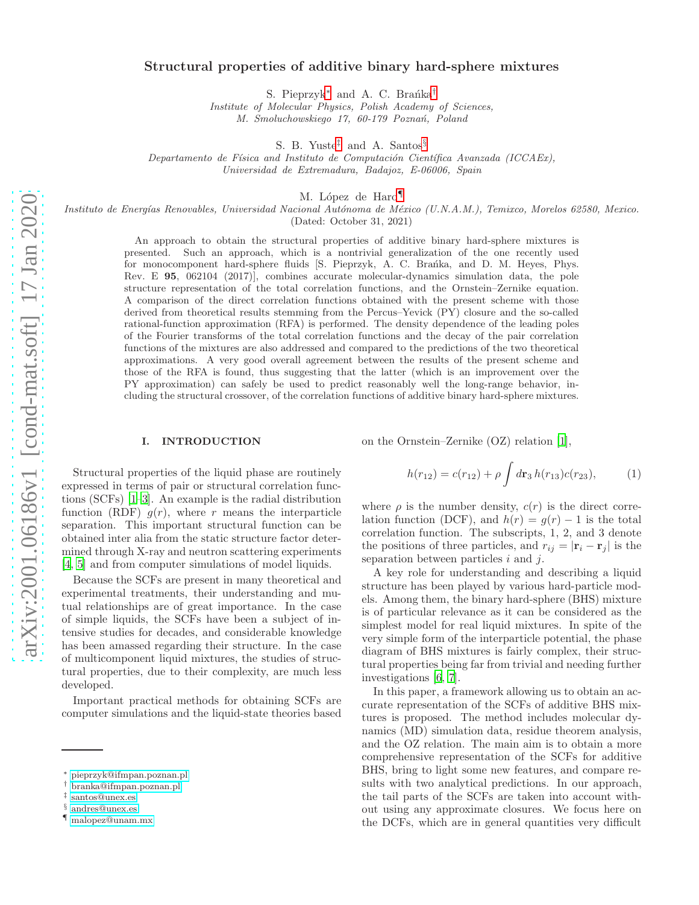# Structural properties of additive binary hard-sphere mixtures

S. Pieprzyk[*] and A. C. Brańka[†]

*Institute of Molecular Physics, Polish Academy of Sciences, M. Smoluchowskiego 17, 60-179 Poznań, Poland*

S. B. Yuste[‡] and A. Santos[§]

*Departamento de Física and Instituto de Computación Científica Avanzada (ICCAEx), Universidad de Extremadura, Badajoz, E-06006, Spain*

M. López de Haro[¶]

*Instituto de Energías Renovables, Universidad Nacional Autónoma de México (U.N.A.M.), Temixco, Morelos 62580, Mexico.*

(Dated: October 31, 2021)

An approach to obtain the structural properties of additive binary hard-sphere mixtures is presented. Such an approach, which is a nontrivial generalization of the one recently used for monocomponent hard-sphere fluids [S. Pieprzyk, A. C. Brańka, and D. M. Heyes, Phys. Rev. E **95**, 062104 (2017)], combines accurate molecular-dynamics simulation data, the pole structure representation of the total correlation functions, and the Ornstein–Zernike equation. A comparison of the direct correlation functions obtained with the present scheme with those derived from theoretical results stemming from the Percus–Yevick (PY) closure and the so-called rational-function approximation (RFA) is performed. The density dependence of the leading poles of the Fourier transforms of the total correlation functions and the decay of the pair correlation functions of the mixtures are also addressed and compared to the predictions of the two theoretical approximations. A very good overall agreement between the results of the present scheme and those of the RFA is found, thus suggesting that the latter (which is an improvement over the PY approximation) can safely be used to predict reasonably well the long-range behavior, including the structural crossover, of the correlation functions of additive binary hard-sphere mixtures.

## I. INTRODUCTION

Structural properties of the liquid phase are routinely expressed in terms of pair or structural correlation functions (SCFs) [1–3]. An example is the radial distribution function (RDF) $g(r)$, where $r$ means the interparticle separation. This important structural function can be obtained inter alia from the static structure factor determined through X-ray and neutron scattering experiments [4, 5] and from computer simulations of model liquids.

Because the SCFs are present in many theoretical and experimental treatments, their understanding and mutual relationships are of great importance. In the case of simple liquids, the SCFs have been a subject of intensive studies for decades, and considerable knowledge has been amassed regarding their structure. In the case of multicomponent liquid mixtures, the studies of structural properties, due to their complexity, are much less developed.

Important practical methods for obtaining SCFs are computer simulations and the liquid-state theories based on the Ornstein–Zernike (OZ) relation [1],

$$h(r_{12}) = c(r_{12}) + \rho \int d\mathbf{r}_3\, h(r_{13})c(r_{23}), \tag{1}$$

where $\rho$ is the number density, $c(r)$ is the direct correlation function (DCF), and $h(r) = g(r) - 1$ is the total correlation function. The subscripts, 1, 2, and 3 denote the positions of three particles, and $r_{ij} = |\mathbf{r}_i - \mathbf{r}_j|$ is the separation between particles $i$ and $j$.

A key role for understanding and describing a liquid structure has been played by various hard-particle models. Among them, the binary hard-sphere (BHS) mixture is of particular relevance as it can be considered as the simplest model for real liquid mixtures. In spite of the very simple form of the interparticle potential, the phase diagram of BHS mixtures is fairly complex, their structural properties being far from trivial and needing further investigations [6, 7].

In this paper, a framework allowing us to obtain an accurate representation of the SCFs of additive BHS mixtures is proposed. The method includes molecular dynamics (MD) simulation data, residue theorem analysis, and the OZ relation. The main aim is to obtain a more comprehensive representation of the SCFs for additive BHS, bring to light some new features, and compare results with two analytical predictions. In our approach, the tail parts of the SCFs are taken into account without using any approximate closures. We focus here on the DCFs, which are in general quantities very difficult

---

[*] pieprzyk@ifmpan.poznan.pl
[†] branka@ifmpan.poznan.pl
[‡] santos@unex.es
[§] andres@unex.es
[¶] malopez@unam.mx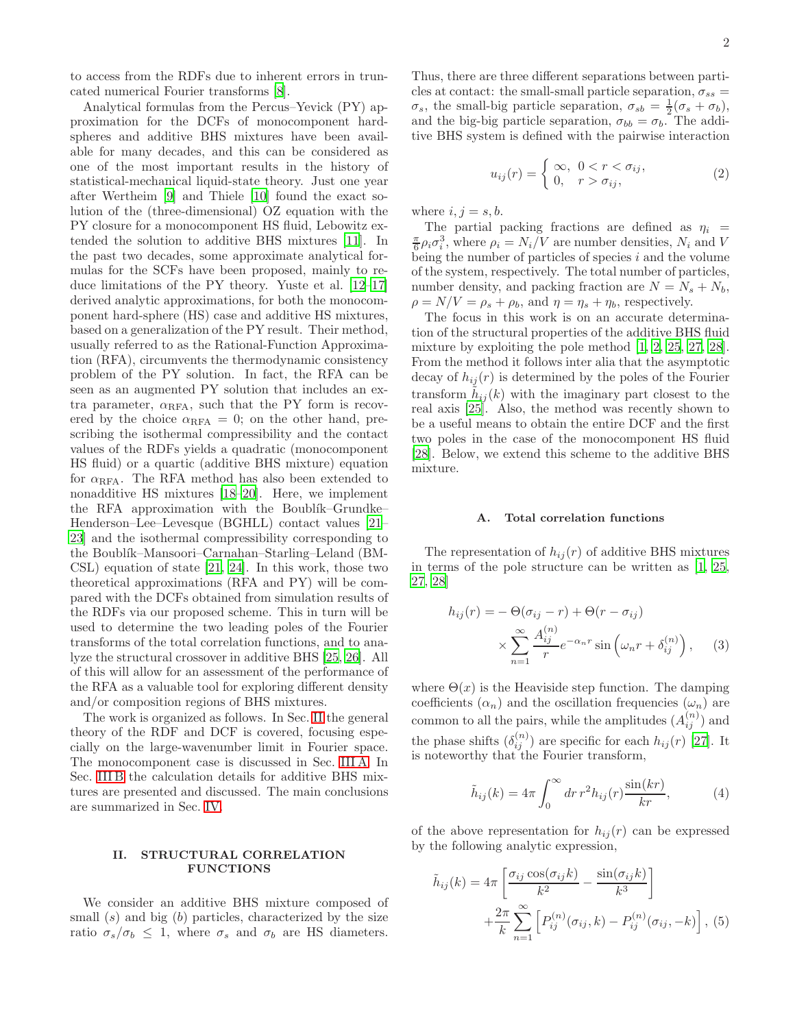to access from the RDFs due to inherent errors in truncated numerical Fourier transforms [8].

Analytical formulas from the Percus–Yevick (PY) approximation for the DCFs of monocomponent hard-spheres and additive BHS mixtures have been available for many decades, and this can be considered as one of the most important results in the history of statistical-mechanical liquid-state theory. Just one year after Wertheim [9] and Thiele [10] found the exact solution of the (three-dimensional) OZ equation with the PY closure for a monocomponent HS fluid, Lebowitz extended the solution to additive BHS mixtures [11]. In the past two decades, some approximate analytical formulas for the SCFs have been proposed, mainly to reduce limitations of the PY theory. Yuste et al. [12–17] derived analytic approximations, for both the monocomponent hard-sphere (HS) case and additive HS mixtures, based on a generalization of the PY result. Their method, usually referred to as the Rational-Function Approximation (RFA), circumvents the thermodynamic consistency problem of the PY solution. In fact, the RFA can be seen as an augmented PY solution that includes an extra parameter, $\alpha_{\rm RFA}$, such that the PY form is recovered by the choice $\alpha_{\rm RFA} = 0$; on the other hand, prescribing the isothermal compressibility and the contact values of the RDFs yields a quadratic (monocomponent HS fluid) or a quartic (additive BHS mixture) equation for $\alpha_{\rm RFA}$. The RFA method has also been extended to nonadditive HS mixtures [18–20]. Here, we implement the RFA approximation with the Boublík–Grundke–Henderson–Lee–Levesque (BGHLL) contact values [21–23] and the isothermal compressibility corresponding to the Boublík–Mansoori–Carnahan–Starling–Leland (BMCSL) equation of state [21, 24]. In this work, those two theoretical approximations (RFA and PY) will be compared with the DCFs obtained from simulation results of the RDFs via our proposed scheme. This in turn will be used to determine the two leading poles of the Fourier transforms of the total correlation functions, and to analyze the structural crossover in additive BHS [25, 26]. All of this will allow for an assessment of the performance of the RFA as a valuable tool for exploring different density and/or composition regions of BHS mixtures.

The work is organized as follows. In Sec. II the general theory of the RDF and DCF is covered, focusing especially on the large-wavenumber limit in Fourier space. The monocomponent case is discussed in Sec. III A. In Sec. III B the calculation details for additive BHS mixtures are presented and discussed. The main conclusions are summarized in Sec. IV.

## II. STRUCTURAL CORRELATION FUNCTIONS

We consider an additive BHS mixture composed of small ($s$) and big ($b$) particles, characterized by the size ratio $\sigma_s/\sigma_b \leq 1$, where $\sigma_s$ and $\sigma_b$ are HS diameters. Thus, there are three different separations between particles at contact: the small-small particle separation, $\sigma_{ss} = \sigma_s$, the small-big particle separation, $\sigma_{sb} = \frac{1}{2}(\sigma_s + \sigma_b)$, and the big-big particle separation, $\sigma_{bb} = \sigma_b$. The additive BHS system is defined with the pairwise interaction

$$u_{ij}(r) = \begin{cases} \infty, & 0 < r < \sigma_{ij}, \\ 0, & r > \sigma_{ij}, \end{cases} \tag{2}$$

where $i, j = s, b$.

The partial packing fractions are defined as $\eta_i = \frac{\pi}{6}\rho_i\sigma_i^3$, where $\rho_i = N_i/V$ are number densities, $N_i$ and $V$ being the number of particles of species $i$ and the volume of the system, respectively. The total number of particles, number density, and packing fraction are $N = N_s + N_b$, $\rho = N/V = \rho_s + \rho_b$, and $\eta = \eta_s + \eta_b$, respectively.

The focus in this work is on an accurate determination of the structural properties of the additive BHS fluid mixture by exploiting the pole method [1, 2, 25, 27, 28]. From the method it follows inter alia that the asymptotic decay of $h_{ij}(r)$ is determined by the poles of the Fourier transform $\tilde{h}_{ij}(k)$ with the imaginary part closest to the real axis [25]. Also, the method was recently shown to be a useful means to obtain the entire DCF and the first two poles in the case of the monocomponent HS fluid [28]. Below, we extend this scheme to the additive BHS mixture.

### A. Total correlation functions

The representation of $h_{ij}(r)$ of additive BHS mixtures in terms of the pole structure can be written as [1, 25, 27, 28]

$$h_{ij}(r) = -\Theta(\sigma_{ij} - r) + \Theta(r - \sigma_{ij}) \times \sum_{n=1}^{\infty} \frac{A_{ij}^{(n)}}{r} e^{-\alpha_n r} \sin\left(\omega_n r + \delta_{ij}^{(n)}\right), \tag{3}$$

where $\Theta(x)$ is the Heaviside step function. The damping coefficients ($\alpha_n$) and the oscillation frequencies ($\omega_n$) are common to all the pairs, while the amplitudes ($A_{ij}^{(n)}$) and the phase shifts ($\delta_{ij}^{(n)}$) are specific for each $h_{ij}(r)$ [27]. It is noteworthy that the Fourier transform,

$$\tilde{h}_{ij}(k) = 4\pi \int_0^{\infty} dr\, r^2 h_{ij}(r) \frac{\sin(kr)}{kr}, \tag{4}$$

of the above representation for $h_{ij}(r)$ can be expressed by the following analytic expression,

$$\tilde{h}_{ij}(k) = 4\pi \left[\frac{\sigma_{ij}\cos(\sigma_{ij}k)}{k^2} - \frac{\sin(\sigma_{ij}k)}{k^3}\right] + \frac{2\pi}{k} \sum_{n=1}^{\infty} \left[P_{ij}^{(n)}(\sigma_{ij}, k) - P_{ij}^{(n)}(\sigma_{ij}, -k)\right], \tag{5}$$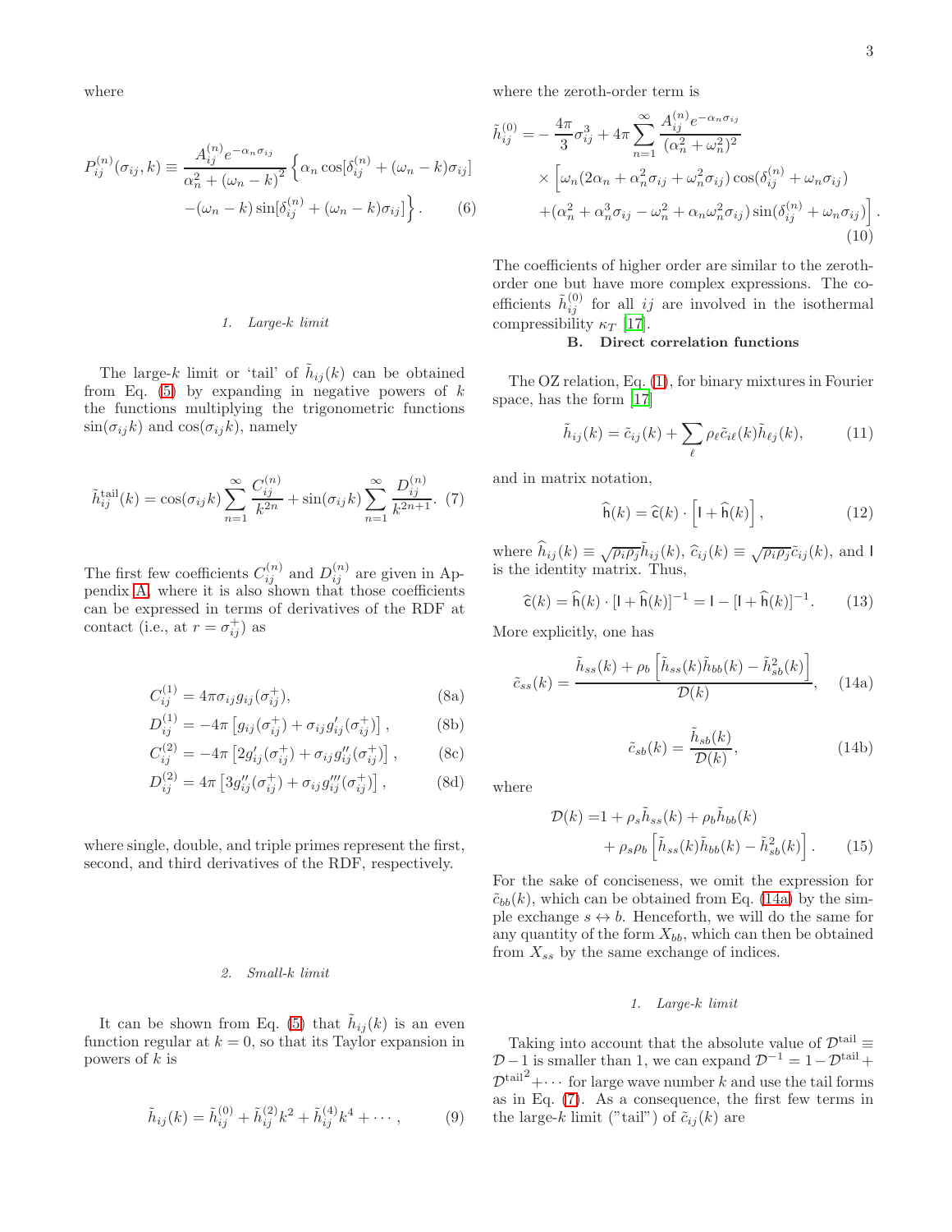where

$$P_{ij}^{(n)}(\sigma_{ij},k) \equiv \frac{A_{ij}^{(n)} e^{-\alpha_n \sigma_{ij}}}{\alpha_n^2 + (\omega_n - k)^2} \Big\{ \alpha_n \cos[\delta_{ij}^{(n)} + (\omega_n - k)\sigma_{ij}] - (\omega_n - k) \sin[\delta_{ij}^{(n)} + (\omega_n - k)\sigma_{ij}] \Big\}. \qquad (6)$$

#### 1. Large-$k$ limit

The large-$k$ limit or 'tail' of $\tilde{h}_{ij}(k)$ can be obtained from Eq. (5) by expanding in negative powers of $k$ the functions multiplying the trigonometric functions $\sin(\sigma_{ij}k)$ and $\cos(\sigma_{ij}k)$, namely

$$\tilde{h}_{ij}^{\text{tail}}(k) = \cos(\sigma_{ij}k) \sum_{n=1}^{\infty} \frac{C_{ij}^{(n)}}{k^{2n}} + \sin(\sigma_{ij}k) \sum_{n=1}^{\infty} \frac{D_{ij}^{(n)}}{k^{2n+1}}. \qquad (7)$$

The first few coefficients $C_{ij}^{(n)}$ and $D_{ij}^{(n)}$ are given in Appendix A, where it is also shown that those coefficients can be expressed in terms of derivatives of the RDF at contact (i.e., at $r = \sigma_{ij}^{+}$) as

$$C_{ij}^{(1)} = 4\pi \sigma_{ij} g_{ij}(\sigma_{ij}^{+}), \qquad (8a)$$

$$D_{ij}^{(1)} = -4\pi \left[ g_{ij}(\sigma_{ij}^{+}) + \sigma_{ij} g_{ij}'(\sigma_{ij}^{+}) \right], \qquad (8b)$$

$$C_{ij}^{(2)} = -4\pi \left[ 2g_{ij}'(\sigma_{ij}^{+}) + \sigma_{ij} g_{ij}''(\sigma_{ij}^{+}) \right], \qquad (8c)$$

$$D_{ij}^{(2)} = 4\pi \left[ 3g_{ij}''(\sigma_{ij}^{+}) + \sigma_{ij} g_{ij}'''(\sigma_{ij}^{+}) \right], \qquad (8d)$$

where single, double, and triple primes represent the first, second, and third derivatives of the RDF, respectively.

#### 2. Small-$k$ limit

It can be shown from Eq. (5) that $\tilde{h}_{ij}(k)$ is an even function regular at $k = 0$, so that its Taylor expansion in powers of $k$ is

$$\tilde{h}_{ij}(k) = \tilde{h}_{ij}^{(0)} + \tilde{h}_{ij}^{(2)} k^2 + \tilde{h}_{ij}^{(4)} k^4 + \cdots, \qquad (9)$$

where the zeroth-order term is

$$\begin{aligned} \tilde{h}_{ij}^{(0)} = &-\frac{4\pi}{3}\sigma_{ij}^3 + 4\pi \sum_{n=1}^{\infty} \frac{A_{ij}^{(n)} e^{-\alpha_n \sigma_{ij}}}{(\alpha_n^2 + \omega_n^2)^2} \\ &\times \Big[ \omega_n (2\alpha_n + \alpha_n^2 \sigma_{ij} + \omega_n^2 \sigma_{ij}) \cos(\delta_{ij}^{(n)} + \omega_n \sigma_{ij}) \\ &+ (\alpha_n^2 + \alpha_n^3 \sigma_{ij} - \omega_n^2 + \alpha_n \omega_n^2 \sigma_{ij}) \sin(\delta_{ij}^{(n)} + \omega_n \sigma_{ij}) \Big]. \end{aligned} \qquad (10)$$

The coefficients of higher order are similar to the zeroth-order one but have more complex expressions. The coefficients $\tilde{h}_{ij}^{(0)}$ for all $ij$ are involved in the isothermal compressibility $\kappa_T$ [17].

### B. Direct correlation functions

The OZ relation, Eq. (1), for binary mixtures in Fourier space, has the form [17]

$$\tilde{h}_{ij}(k) = \tilde{c}_{ij}(k) + \sum_{\ell} \rho_\ell \tilde{c}_{i\ell}(k) \tilde{h}_{\ell j}(k), \qquad (11)$$

and in matrix notation,

$$\widehat{\mathsf{h}}(k) = \widehat{\mathsf{c}}(k) \cdot \left[ \mathsf{I} + \widehat{\mathsf{h}}(k) \right], \qquad (12)$$

where $\widehat{h}_{ij}(k) \equiv \sqrt{\rho_i \rho_j} \tilde{h}_{ij}(k)$, $\widehat{c}_{ij}(k) \equiv \sqrt{\rho_i \rho_j} \tilde{c}_{ij}(k)$, and $\mathsf{I}$ is the identity matrix. Thus,

$$\widehat{\mathsf{c}}(k) = \widehat{\mathsf{h}}(k) \cdot [\mathsf{I} + \widehat{\mathsf{h}}(k)]^{-1} = \mathsf{I} - [\mathsf{I} + \widehat{\mathsf{h}}(k)]^{-1}. \qquad (13)$$

More explicitly, one has

$$\tilde{c}_{ss}(k) = \frac{\tilde{h}_{ss}(k) + \rho_b \left[ \tilde{h}_{ss}(k) \tilde{h}_{bb}(k) - \tilde{h}_{sb}^2(k) \right]}{\mathcal{D}(k)}, \qquad (14a)$$

$$\tilde{c}_{sb}(k) = \frac{\tilde{h}_{sb}(k)}{\mathcal{D}(k)}, \qquad (14b)$$

where

$$\mathcal{D}(k) = 1 + \rho_s \tilde{h}_{ss}(k) + \rho_b \tilde{h}_{bb}(k) + \rho_s \rho_b \left[ \tilde{h}_{ss}(k) \tilde{h}_{bb}(k) - \tilde{h}_{sb}^2(k) \right]. \qquad (15)$$

For the sake of conciseness, we omit the expression for $\tilde{c}_{bb}(k)$, which can be obtained from Eq. (14a) by the simple exchange $s \leftrightarrow b$. Henceforth, we will do the same for any quantity of the form $X_{bb}$, which can then be obtained from $X_{ss}$ by the same exchange of indices.

#### 1. Large-$k$ limit

Taking into account that the absolute value of $\mathcal{D}^{\text{tail}} \equiv \mathcal{D} - 1$ is smaller than 1, we can expand $\mathcal{D}^{-1} = 1 - \mathcal{D}^{\text{tail}} + {\mathcal{D}^{\text{tail}}}^2 + \cdots$ for large wave number $k$ and use the tail forms as in Eq. (7). As a consequence, the first few terms in the large-$k$ limit ("tail") of $\tilde{c}_{ij}(k)$ are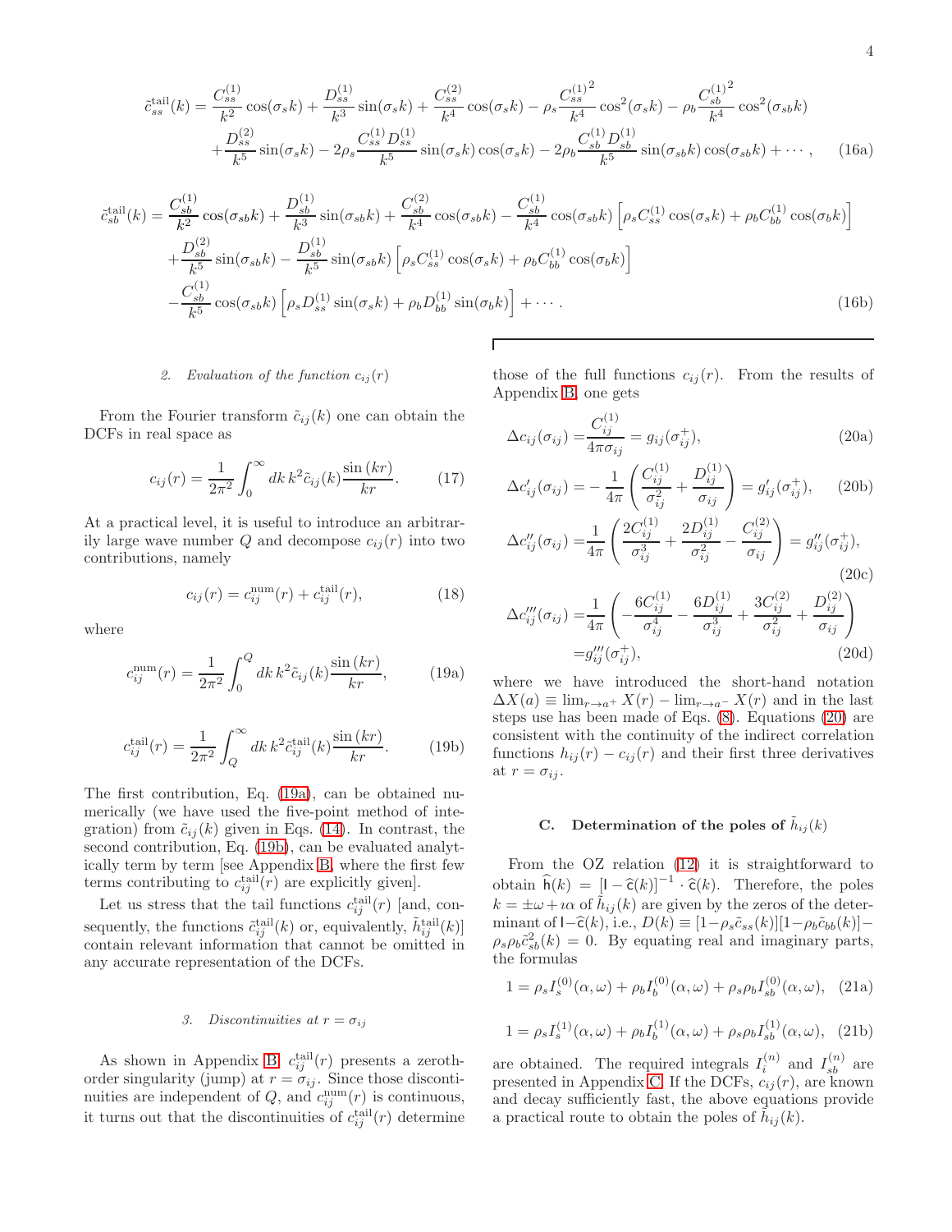$$
\tilde{c}_{ss}^{\mathrm{tail}}(k) = \frac{C_{ss}^{(1)}}{k^2}\cos(\sigma_s k) + \frac{D_{ss}^{(1)}}{k^3}\sin(\sigma_s k) + \frac{C_{ss}^{(2)}}{k^4}\cos(\sigma_s k) - \rho_s \frac{{C_{ss}^{(1)}}^2}{k^4}\cos^2(\sigma_s k) - \rho_b \frac{{C_{sb}^{(1)}}^2}{k^4}\cos^2(\sigma_{sb} k)
$$
$$
+ \frac{D_{ss}^{(2)}}{k^5}\sin(\sigma_s k) - 2\rho_s \frac{C_{ss}^{(1)} D_{ss}^{(1)}}{k^5}\sin(\sigma_s k)\cos(\sigma_s k) - 2\rho_b \frac{C_{sb}^{(1)} D_{sb}^{(1)}}{k^5}\sin(\sigma_{sb} k)\cos(\sigma_{sb} k) + \cdots, \quad (16a)
$$

$$
\tilde{c}_{sb}^{\mathrm{tail}}(k) = \frac{C_{sb}^{(1)}}{k^2}\cos(\sigma_{sb} k) + \frac{D_{sb}^{(1)}}{k^3}\sin(\sigma_{sb} k) + \frac{C_{sb}^{(2)}}{k^4}\cos(\sigma_{sb} k) - \frac{C_{sb}^{(1)}}{k^4}\cos(\sigma_{sb} k)\left[\rho_s C_{ss}^{(1)}\cos(\sigma_s k) + \rho_b C_{bb}^{(1)}\cos(\sigma_b k)\right]
$$
$$
+ \frac{D_{sb}^{(2)}}{k^5}\sin(\sigma_{sb} k) - \frac{D_{sb}^{(1)}}{k^5}\sin(\sigma_{sb} k)\left[\rho_s C_{ss}^{(1)}\cos(\sigma_s k) + \rho_b C_{bb}^{(1)}\cos(\sigma_b k)\right]
$$
$$
- \frac{C_{sb}^{(1)}}{k^5}\cos(\sigma_{sb} k)\left[\rho_s D_{ss}^{(1)}\sin(\sigma_s k) + \rho_b D_{bb}^{(1)}\sin(\sigma_b k)\right] + \cdots. \quad (16b)
$$

#### 2. Evaluation of the function $c_{ij}(r)$

From the Fourier transform $\tilde{c}_{ij}(k)$ one can obtain the DCFs in real space as

$$
c_{ij}(r) = \frac{1}{2\pi^2}\int_0^\infty dk\, k^2 \tilde{c}_{ij}(k)\frac{\sin(kr)}{kr}. \quad (17)
$$

At a practical level, it is useful to introduce an arbitrarily large wave number $Q$ and decompose $c_{ij}(r)$ into two contributions, namely

$$
c_{ij}(r) = c_{ij}^{\mathrm{num}}(r) + c_{ij}^{\mathrm{tail}}(r), \quad (18)
$$

where

$$
c_{ij}^{\mathrm{num}}(r) = \frac{1}{2\pi^2}\int_0^Q dk\, k^2 \tilde{c}_{ij}(k)\frac{\sin(kr)}{kr}, \quad (19a)
$$

$$
c_{ij}^{\mathrm{tail}}(r) = \frac{1}{2\pi^2}\int_Q^\infty dk\, k^2 \tilde{c}_{ij}^{\mathrm{tail}}(k)\frac{\sin(kr)}{kr}. \quad (19b)
$$

The first contribution, Eq. (19a), can be obtained numerically (we have used the five-point method of integration) from $\tilde{c}_{ij}(k)$ given in Eqs. (14). In contrast, the second contribution, Eq. (19b), can be evaluated analytically term by term [see Appendix B, where the first few terms contributing to $c_{ij}^{\mathrm{tail}}(r)$ are explicitly given].

Let us stress that the tail functions $c_{ij}^{\mathrm{tail}}(r)$ [and, consequently, the functions $\tilde{c}_{ij}^{\mathrm{tail}}(k)$ or, equivalently, $\tilde{h}_{ij}^{\mathrm{tail}}(k)$] contain relevant information that cannot be omitted in any accurate representation of the DCFs.

#### 3. Discontinuities at $r = \sigma_{ij}$

As shown in Appendix B, $c_{ij}^{\mathrm{tail}}(r)$ presents a zeroth-order singularity (jump) at $r = \sigma_{ij}$. Since those discontinuities are independent of $Q$, and $c_{ij}^{\mathrm{num}}(r)$ is continuous, it turns out that the discontinuities of $c_{ij}^{\mathrm{tail}}(r)$ determine those of the full functions $c_{ij}(r)$. From the results of Appendix B, one gets

$$
\Delta c_{ij}(\sigma_{ij}) = \frac{C_{ij}^{(1)}}{4\pi\sigma_{ij}} = g_{ij}(\sigma_{ij}^+), \quad (20a)
$$

$$
\Delta c'_{ij}(\sigma_{ij}) = -\frac{1}{4\pi}\left(\frac{C_{ij}^{(1)}}{\sigma_{ij}^2} + \frac{D_{ij}^{(1)}}{\sigma_{ij}}\right) = g'_{ij}(\sigma_{ij}^+), \quad (20b)
$$

$$
\Delta c''_{ij}(\sigma_{ij}) = \frac{1}{4\pi}\left(\frac{2C_{ij}^{(1)}}{\sigma_{ij}^3} + \frac{2D_{ij}^{(1)}}{\sigma_{ij}^2} - \frac{C_{ij}^{(2)}}{\sigma_{ij}}\right) = g''_{ij}(\sigma_{ij}^+), \quad (20c)
$$

$$
\Delta c'''_{ij}(\sigma_{ij}) = \frac{1}{4\pi}\left(-\frac{6C_{ij}^{(1)}}{\sigma_{ij}^4} - \frac{6D_{ij}^{(1)}}{\sigma_{ij}^3} + \frac{3C_{ij}^{(2)}}{\sigma_{ij}^2} + \frac{D_{ij}^{(2)}}{\sigma_{ij}}\right) = g'''_{ij}(\sigma_{ij}^+), \quad (20d)
$$

where we have introduced the short-hand notation $\Delta X(a) \equiv \lim_{r\to a^+} X(r) - \lim_{r\to a^-} X(r)$ and in the last steps use has been made of Eqs. (8). Equations (20) are consistent with the continuity of the indirect correlation functions $h_{ij}(r) - c_{ij}(r)$ and their first three derivatives at $r = \sigma_{ij}$.

### C. Determination of the poles of $\tilde{h}_{ij}(k)$

From the OZ relation (12) it is straightforward to obtain $\widehat{\mathsf{h}}(k) = [\mathsf{I} - \widehat{\mathsf{c}}(k)]^{-1}\cdot\widehat{\mathsf{c}}(k)$. Therefore, the poles $k = \pm\omega + \imath\alpha$ of $\tilde{h}_{ij}(k)$ are given by the zeros of the determinant of $\mathsf{I} - \widehat{\mathsf{c}}(k)$, i.e., $D(k) \equiv [1 - \rho_s\tilde{c}_{ss}(k)][1 - \rho_b\tilde{c}_{bb}(k)] - \rho_s\rho_b\tilde{c}_{sb}^2(k) = 0$. By equating real and imaginary parts, the formulas

$$
1 = \rho_s I_s^{(0)}(\alpha,\omega) + \rho_b I_b^{(0)}(\alpha,\omega) + \rho_s\rho_b I_{sb}^{(0)}(\alpha,\omega), \quad (21a)
$$

$$
1 = \rho_s I_s^{(1)}(\alpha,\omega) + \rho_b I_b^{(1)}(\alpha,\omega) + \rho_s\rho_b I_{sb}^{(1)}(\alpha,\omega), \quad (21b)
$$

are obtained. The required integrals $I_i^{(n)}$ and $I_{sb}^{(n)}$ are presented in Appendix C. If the DCFs, $c_{ij}(r)$, are known and decay sufficiently fast, the above equations provide a practical route to obtain the poles of $\tilde{h}_{ij}(k)$.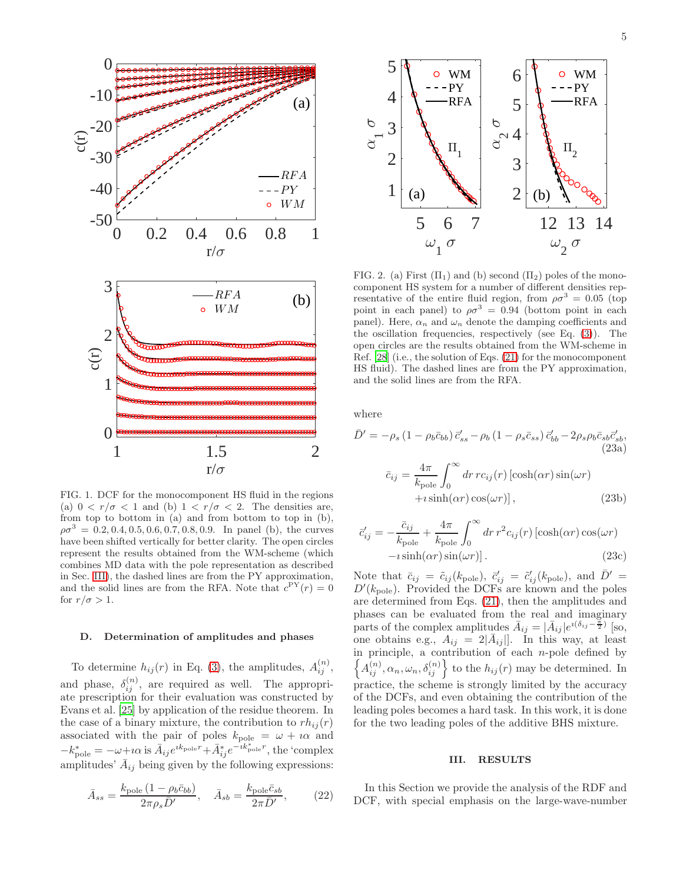FIG. 1. DCF for the monocomponent HS fluid in the regions (a) $0 < r/\sigma < 1$ and (b) $1 < r/\sigma < 2$. The densities are, from top to bottom in (a) and from bottom to top in (b), $\rho\sigma^3 = 0.2, 0.4, 0.5, 0.6, 0.7, 0.8, 0.9$. In panel (b), the curves have been shifted vertically for better clarity. The open circles represent the results obtained from the WM-scheme (which combines MD data with the pole representation as described in Sec. III), the dashed lines are from the PY approximation, and the solid lines are from the RFA. Note that $c^{\rm PY}(r) = 0$ for $r/\sigma > 1$.

### D. Determination of amplitudes and phases

To determine $h_{ij}(r)$ in Eq. (3), the amplitudes, $A_{ij}^{(n)}$, and phase, $\delta_{ij}^{(n)}$, are required as well. The appropriate prescription for their evaluation was constructed by Evans et al. [25] by application of the residue theorem. In the case of a binary mixture, the contribution to $rh_{ij}(r)$ associated with the pair of poles $k_{\rm pole} = \omega + \imath\alpha$ and $-k_{\rm pole}^* = -\omega + \imath\alpha$ is $\bar{A}_{ij} e^{\imath k_{\rm pole} r} + \bar{A}_{ij}^* e^{-\imath k_{\rm pole}^* r}$, the 'complex amplitudes' $\bar{A}_{ij}$ being given by the following expressions:

$$\bar{A}_{ss} = \frac{k_{\rm pole}\left(1 - \rho_b \bar{c}_{bb}\right)}{2\pi\rho_s \bar{D}'}, \quad \bar{A}_{sb} = \frac{k_{\rm pole}\bar{c}_{sb}}{2\pi\bar{D}'}, \tag{22}$$

FIG. 2. (a) First ($\Pi_1$) and (b) second ($\Pi_2$) poles of the monocomponent HS system for a number of different densities representative of the entire fluid region, from $\rho\sigma^3 = 0.05$ (top point in each panel) to $\rho\sigma^3 = 0.94$ (bottom point in each panel). Here, $\alpha_n$ and $\omega_n$ denote the damping coefficients and the oscillation frequencies, respectively (see Eq. (3)). The open circles are the results obtained from the WM-scheme in Ref. [28] (i.e., the solution of Eqs. (21) for the monocomponent HS fluid). The dashed lines are from the PY approximation, and the solid lines are from the RFA.

where

$$\bar{D}' = -\rho_s\left(1 - \rho_b \bar{c}_{bb}\right)\bar{c}_{ss}' - \rho_b\left(1 - \rho_s \bar{c}_{ss}\right)\bar{c}_{bb}' - 2\rho_s\rho_b\bar{c}_{sb}\bar{c}_{sb}', \tag{23a}$$

$$\bar{c}_{ij} = \frac{4\pi}{k_{\rm pole}}\int_0^\infty dr\, r c_{ij}(r)\left[\cosh(\alpha r)\sin(\omega r) + \imath\sinh(\alpha r)\cos(\omega r)\right], \tag{23b}$$

$$\bar{c}_{ij}' = -\frac{\bar{c}_{ij}}{k_{\rm pole}} + \frac{4\pi}{k_{\rm pole}}\int_0^\infty dr\, r^2 c_{ij}(r)\left[\cosh(\alpha r)\cos(\omega r) - \imath\sinh(\alpha r)\sin(\omega r)\right]. \tag{23c}$$

Note that $\bar{c}_{ij} = \tilde{c}_{ij}(k_{\rm pole})$, $\bar{c}_{ij}' = \tilde{c}_{ij}'(k_{\rm pole})$, and $\bar{D}' = D'(k_{\rm pole})$. Provided the DCFs are known and the poles are determined from Eqs. (21), then the amplitudes and phases can be evaluated from the real and imaginary parts of the complex amplitudes $\bar{A}_{ij} = |\bar{A}_{ij}| e^{\imath(\delta_{ij} - \frac{\pi}{2})}$ [so, one obtains e.g., $A_{ij} = 2|\bar{A}_{ij}|$]. In this way, at least in principle, a contribution of each $n$-pole defined by $\left\{A_{ij}^{(n)}, \alpha_n, \omega_n, \delta_{ij}^{(n)}\right\}$ to the $h_{ij}(r)$ may be determined. In practice, the scheme is strongly limited by the accuracy of the DCFs, and even obtaining the contribution of the leading poles becomes a hard task. In this work, it is done for the two leading poles of the additive BHS mixture.

## III. RESULTS

In this Section we provide the analysis of the RDF and DCF, with special emphasis on the large-wave-number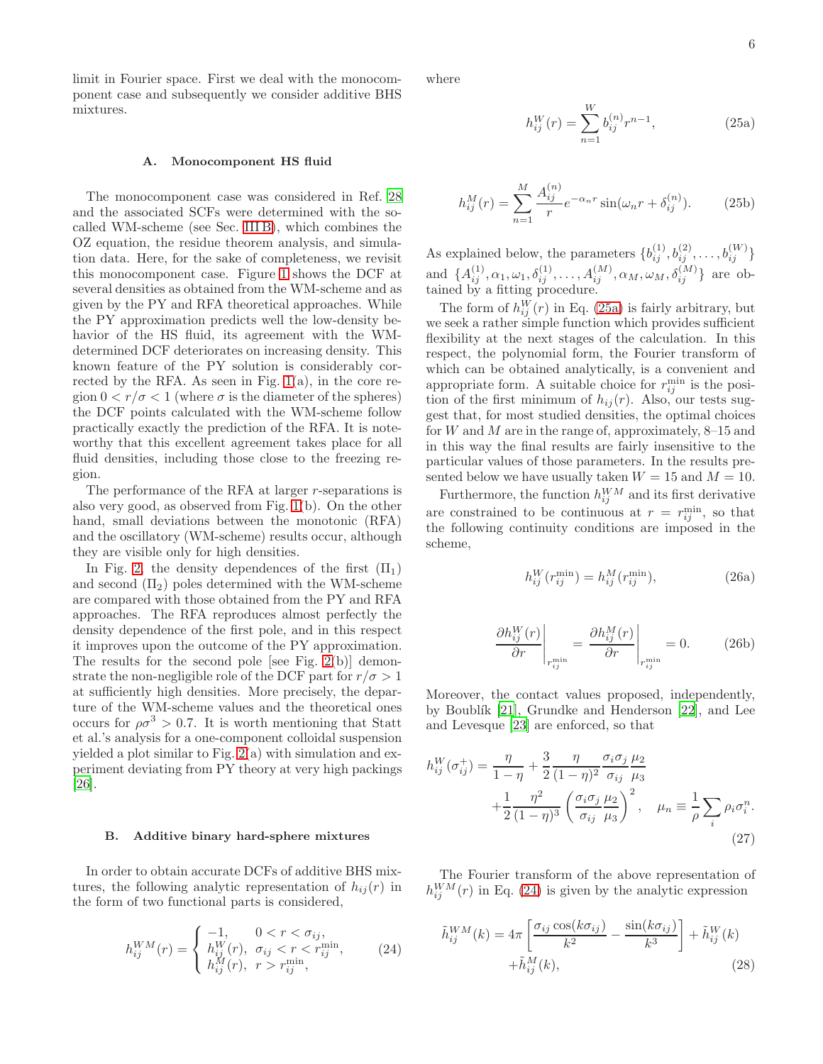limit in Fourier space. First we deal with the monocomponent case and subsequently we consider additive BHS mixtures.

### A. Monocomponent HS fluid

The monocomponent case was considered in Ref. [28] and the associated SCFs were determined with the so-called WM-scheme (see Sec. III B), which combines the OZ equation, the residue theorem analysis, and simulation data. Here, for the sake of completeness, we revisit this monocomponent case. Figure 1 shows the DCF at several densities as obtained from the WM-scheme and as given by the PY and RFA theoretical approaches. While the PY approximation predicts well the low-density behavior of the HS fluid, its agreement with the WM-determined DCF deteriorates on increasing density. This known feature of the PY solution is considerably corrected by the RFA. As seen in Fig. 1(a), in the core region $0 < r/\sigma < 1$ (where $\sigma$ is the diameter of the spheres) the DCF points calculated with the WM-scheme follow practically exactly the prediction of the RFA. It is noteworthy that this excellent agreement takes place for all fluid densities, including those close to the freezing region.

The performance of the RFA at larger $r$-separations is also very good, as observed from Fig. 1(b). On the other hand, small deviations between the monotonic (RFA) and the oscillatory (WM-scheme) results occur, although they are visible only for high densities.

In Fig. 2, the density dependences of the first ($\Pi_1$) and second ($\Pi_2$) poles determined with the WM-scheme are compared with those obtained from the PY and RFA approaches. The RFA reproduces almost perfectly the density dependence of the first pole, and in this respect it improves upon the outcome of the PY approximation. The results for the second pole [see Fig. 2(b)] demonstrate the non-negligible role of the DCF part for $r/\sigma > 1$ at sufficiently high densities. More precisely, the departure of the WM-scheme values and the theoretical ones occurs for $\rho\sigma^3 > 0.7$. It is worth mentioning that Statt et al.'s analysis for a one-component colloidal suspension yielded a plot similar to Fig. 2(a) with simulation and experiment deviating from PY theory at very high packings [26].

### B. Additive binary hard-sphere mixtures

In order to obtain accurate DCFs of additive BHS mixtures, the following analytic representation of $h_{ij}(r)$ in the form of two functional parts is considered,

$$h_{ij}^{WM}(r) = \begin{cases} -1, & 0 < r < \sigma_{ij}, \\ h_{ij}^{W}(r), & \sigma_{ij} < r < r_{ij}^{\min}, \\ h_{ij}^{M}(r), & r > r_{ij}^{\min}, \end{cases} \tag{24}$$

where

$$h_{ij}^{W}(r) = \sum_{n=1}^{W} b_{ij}^{(n)} r^{n-1}, \tag{25a}$$

$$h_{ij}^{M}(r) = \sum_{n=1}^{M} \frac{A_{ij}^{(n)}}{r} e^{-\alpha_n r} \sin(\omega_n r + \delta_{ij}^{(n)}). \tag{25b}$$

As explained below, the parameters $\{b_{ij}^{(1)}, b_{ij}^{(2)}, \ldots, b_{ij}^{(W)}\}$ and $\{A_{ij}^{(1)}, \alpha_1, \omega_1, \delta_{ij}^{(1)}, \ldots, A_{ij}^{(M)}, \alpha_M, \omega_M, \delta_{ij}^{(M)}\}$ are obtained by a fitting procedure.

The form of $h_{ij}^{W}(r)$ in Eq. (25a) is fairly arbitrary, but we seek a rather simple function which provides sufficient flexibility at the next stages of the calculation. In this respect, the polynomial form, the Fourier transform of which can be obtained analytically, is a convenient and appropriate form. A suitable choice for $r_{ij}^{\min}$ is the position of the first minimum of $h_{ij}(r)$. Also, our tests suggest that, for most studied densities, the optimal choices for $W$ and $M$ are in the range of, approximately, 8–15 and in this way the final results are fairly insensitive to the particular values of those parameters. In the results presented below we have usually taken $W = 15$ and $M = 10$.

Furthermore, the function $h_{ij}^{WM}$ and its first derivative are constrained to be continuous at $r = r_{ij}^{\min}$, so that the following continuity conditions are imposed in the scheme,

$$h_{ij}^{W}(r_{ij}^{\min}) = h_{ij}^{M}(r_{ij}^{\min}), \tag{26a}$$

$$\left.\frac{\partial h_{ij}^{W}(r)}{\partial r}\right|_{r_{ij}^{\min}} = \left.\frac{\partial h_{ij}^{M}(r)}{\partial r}\right|_{r_{ij}^{\min}} = 0. \tag{26b}$$

Moreover, the contact values proposed, independently, by Boublík [21], Grundke and Henderson [22], and Lee and Levesque [23] are enforced, so that

$$h_{ij}^{W}(\sigma_{ij}^{+}) = \frac{\eta}{1-\eta} + \frac{3}{2}\frac{\eta}{(1-\eta)^2}\frac{\sigma_i\sigma_j}{\sigma_{ij}}\frac{\mu_2}{\mu_3} + \frac{1}{2}\frac{\eta^2}{(1-\eta)^3}\left(\frac{\sigma_i\sigma_j}{\sigma_{ij}}\frac{\mu_2}{\mu_3}\right)^2, \quad \mu_n \equiv \frac{1}{\rho}\sum_i \rho_i \sigma_i^n. \tag{27}$$

The Fourier transform of the above representation of $h_{ij}^{WM}(r)$ in Eq. (24) is given by the analytic expression

$$\tilde{h}_{ij}^{WM}(k) = 4\pi\left[\frac{\sigma_{ij}\cos(k\sigma_{ij})}{k^2} - \frac{\sin(k\sigma_{ij})}{k^3}\right] + \tilde{h}_{ij}^{W}(k) + \tilde{h}_{ij}^{M}(k), \tag{28}$$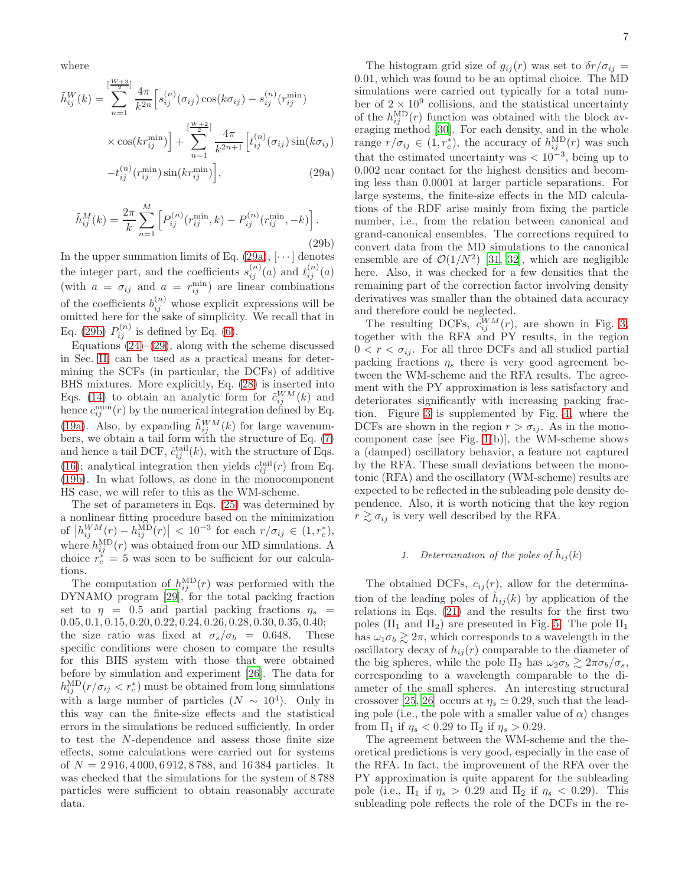where

$$\tilde{h}_{ij}^{W}(k) = \sum_{n=1}^{[\frac{W+3}{2}]} \frac{4\pi}{k^{2n}} \Big[ s_{ij}^{(n)}(\sigma_{ij}) \cos(k\sigma_{ij}) - s_{ij}^{(n)}(r_{ij}^{\min}) \times \cos(k r_{ij}^{\min}) \Big] + \sum_{n=1}^{[\frac{W+2}{2}]} \frac{4\pi}{k^{2n+1}} \Big[ t_{ij}^{(n)}(\sigma_{ij}) \sin(k\sigma_{ij}) - t_{ij}^{(n)}(r_{ij}^{\min}) \sin(k r_{ij}^{\min}) \Big], \tag{29a}$$

$$\tilde{h}_{ij}^{M}(k) = \frac{2\pi}{k} \sum_{n=1}^{M} \Big[ P_{ij}^{(n)}(r_{ij}^{\min}, k) - P_{ij}^{(n)}(r_{ij}^{\min}, -k) \Big]. \tag{29b}$$

In the upper summation limits of Eq. (29a), $[\cdots]$ denotes the integer part, and the coefficients $s_{ij}^{(n)}(a)$ and $t_{ij}^{(n)}(a)$ (with $a = \sigma_{ij}$ and $a = r_{ij}^{\min}$) are linear combinations of the coefficients $b_{ij}^{(n)}$ whose explicit expressions will be omitted here for the sake of simplicity. We recall that in Eq. (29b) $P_{ij}^{(n)}$ is defined by Eq. (6).

Equations (24)–(29), along with the scheme discussed in Sec. II, can be used as a practical means for determining the SCFs (in particular, the DCFs) of additive BHS mixtures. More explicitly, Eq. (28) is inserted into Eqs. (14) to obtain an analytic form for $\tilde{c}_{ij}^{WM}(k)$ and hence $c_{ij}^{\text{num}}(r)$ by the numerical integration defined by Eq. (19a). Also, by expanding $\tilde{h}_{ij}^{WM}(k)$ for large wavenumbers, we obtain a tail form with the structure of Eq. (7) and hence a tail DCF, $\tilde{c}_{ij}^{\text{tail}}(k)$, with the structure of Eqs. (16); analytical integration then yields $c_{ij}^{\text{tail}}(r)$ from Eq. (19b). In what follows, as done in the monocomponent HS case, we will refer to this as the WM-scheme.

The set of parameters in Eqs. (25) was determined by a nonlinear fitting procedure based on the minimization of $\left|h_{ij}^{WM}(r) - h_{ij}^{\text{MD}}(r)\right| < 10^{-3}$ for each $r/\sigma_{ij} \in (1, r_c^*)$, where $h_{ij}^{\text{MD}}(r)$ was obtained from our MD simulations. A choice $r_c^* = 5$ was seen to be sufficient for our calculations.

The computation of $h_{ij}^{\text{MD}}(r)$ was performed with the DYNAMO program [29], for the total packing fraction set to $\eta = 0.5$ and partial packing fractions $\eta_s = 0.05, 0.1, 0.15, 0.20, 0.22, 0.24, 0.26, 0.28, 0.30, 0.35, 0.40$; the size ratio was fixed at $\sigma_s/\sigma_b = 0.648$. These specific conditions were chosen to compare the results for this BHS system with those that were obtained before by simulation and experiment [26]. The data for $h_{ij}^{\text{MD}}(r/\sigma_{ij} < r_c^*)$ must be obtained from long simulations with a large number of particles ($N \sim 10^4$). Only in this way can the finite-size effects and the statistical errors in the simulations be reduced sufficiently. In order to test the $N$-dependence and assess those finite size effects, some calculations were carried out for systems of $N = 2\,916, 4\,000, 6\,912, 8\,788$, and $16\,384$ particles. It was checked that the simulations for the system of $8\,788$ particles were sufficient to obtain reasonably accurate data.

The histogram grid size of $g_{ij}(r)$ was set to $\delta r/\sigma_{ij} = 0.01$, which was found to be an optimal choice. The MD simulations were carried out typically for a total number of $2 \times 10^9$ collisions, and the statistical uncertainty of the $h_{ij}^{\text{MD}}(r)$ function was obtained with the block averaging method [30]. For each density, and in the whole range $r/\sigma_{ij} \in (1, r_c^*)$, the accuracy of $h_{ij}^{\text{MD}}(r)$ was such that the estimated uncertainty was $< 10^{-3}$, being up to 0.002 near contact for the highest densities and becoming less than 0.0001 at larger particle separations. For large systems, the finite-size effects in the MD calculations of the RDF arise mainly from fixing the particle number, i.e., from the relation between canonical and grand-canonical ensembles. The corrections required to convert data from the MD simulations to the canonical ensemble are of $\mathcal{O}(1/N^2)$ [31, 32], which are negligible here. Also, it was checked for a few densities that the remaining part of the correction factor involving density derivatives was smaller than the obtained data accuracy and therefore could be neglected.

The resulting DCFs, $c_{ij}^{WM}(r)$, are shown in Fig. 3, together with the RFA and PY results, in the region $0 < r < \sigma_{ij}$. For all three DCFs and all studied partial packing fractions $\eta_s$ there is very good agreement between the WM-scheme and the RFA results. The agreement with the PY approximation is less satisfactory and deteriorates significantly with increasing packing fraction. Figure 3 is supplemented by Fig. 4, where the DCFs are shown in the region $r > \sigma_{ij}$. As in the monocomponent case [see Fig. 1(b)], the WM-scheme shows a (damped) oscillatory behavior, a feature not captured by the RFA. These small deviations between the monotonic (RFA) and the oscillatory (WM-scheme) results are expected to be reflected in the subleading pole density dependence. Also, it is worth noticing that the key region $r \gtrsim \sigma_{ij}$ is very well described by the RFA.

#### 1. Determination of the poles of $\tilde{h}_{ij}(k)$

The obtained DCFs, $c_{ij}(r)$, allow for the determination of the leading poles of $\tilde{h}_{ij}(k)$ by application of the relations in Eqs. (21) and the results for the first two poles ($\Pi_1$ and $\Pi_2$) are presented in Fig. 5. The pole $\Pi_1$ has $\omega_1\sigma_b \gtrsim 2\pi$, which corresponds to a wavelength in the oscillatory decay of $h_{ij}(r)$ comparable to the diameter of the big spheres, while the pole $\Pi_2$ has $\omega_2\sigma_b \gtrsim 2\pi\sigma_b/\sigma_s$, corresponding to a wavelength comparable to the diameter of the small spheres. An interesting structural crossover [25, 26] occurs at $\eta_s \simeq 0.29$, such that the leading pole (i.e., the pole with a smaller value of $\alpha$) changes from $\Pi_1$ if $\eta_s < 0.29$ to $\Pi_2$ if $\eta_s > 0.29$.

The agreement between the WM-scheme and the theoretical predictions is very good, especially in the case of the RFA. In fact, the improvement of the RFA over the PY approximation is quite apparent for the subleading pole (i.e., $\Pi_1$ if $\eta_s > 0.29$ and $\Pi_2$ if $\eta_s < 0.29$). This subleading pole reflects the role of the DCFs in the re-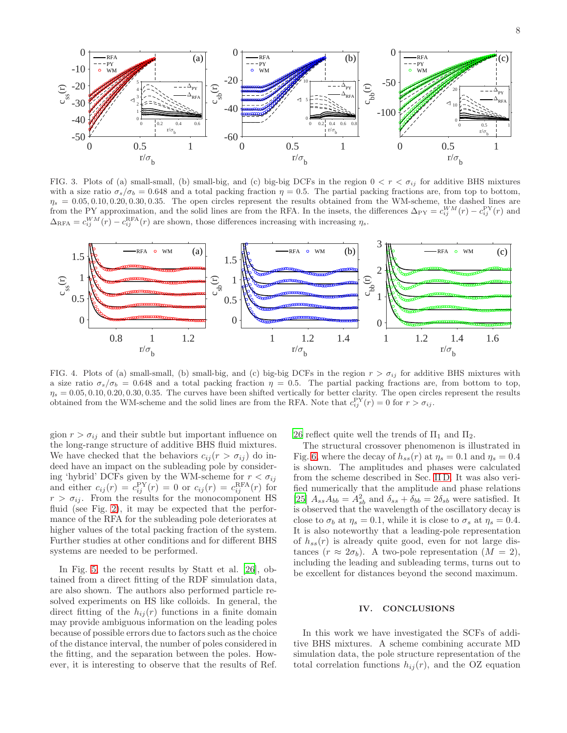FIG. 3. Plots of (a) small-small, (b) small-big, and (c) big-big DCFs in the region $0 < r < \sigma_{ij}$ for additive BHS mixtures with a size ratio $\sigma_s/\sigma_b = 0.648$ and a total packing fraction $\eta = 0.5$. The partial packing fractions are, from top to bottom, $\eta_s = 0.05, 0.10, 0.20, 0.30, 0.35$. The open circles represent the results obtained from the WM-scheme, the dashed lines are from the PY approximation, and the solid lines are from the RFA. In the insets, the differences $\Delta_{\rm PY} = c_{ij}^{WM}(r) - c_{ij}^{\rm PY}(r)$ and $\Delta_{\rm RFA} = c_{ij}^{WM}(r) - c_{ij}^{\rm RFA}(r)$ are shown, those differences increasing with increasing $\eta_s$.

FIG. 4. Plots of (a) small-small, (b) small-big, and (c) big-big DCFs in the region $r > \sigma_{ij}$ for additive BHS mixtures with a size ratio $\sigma_s/\sigma_b = 0.648$ and a total packing fraction $\eta = 0.5$. The partial packing fractions are, from bottom to top, $\eta_s = 0.05, 0.10, 0.20, 0.30, 0.35$. The curves have been shifted vertically for better clarity. The open circles represent the results obtained from the WM-scheme and the solid lines are from the RFA. Note that $c_{ij}^{\rm PY}(r) = 0$ for $r > \sigma_{ij}$.

gion $r > \sigma_{ij}$ and their subtle but important influence on the long-range structure of additive BHS fluid mixtures. We have checked that the behaviors $c_{ij}(r > \sigma_{ij})$ do indeed have an impact on the subleading pole by considering 'hybrid' DCFs given by the WM-scheme for $r < \sigma_{ij}$ and either $c_{ij}(r) = c_{ij}^{\rm PY}(r) = 0$ or $c_{ij}(r) = c_{ij}^{\rm RFA}(r)$ for $r > \sigma_{ij}$. From the results for the monocomponent HS fluid (see Fig. 2), it may be expected that the performance of the RFA for the subleading pole deteriorates at higher values of the total packing fraction of the system. Further studies at other conditions and for different BHS systems are needed to be performed.

In Fig. 5, the recent results by Statt et al. [26], obtained from a direct fitting of the RDF simulation data, are also shown. The authors also performed particle resolved experiments on HS like colloids. In general, the direct fitting of the $h_{ij}(r)$ functions in a finite domain may provide ambiguous information on the leading poles because of possible errors due to factors such as the choice of the distance interval, the number of poles considered in the fitting, and the separation between the poles. However, it is interesting to observe that the results of Ref. 26 reflect quite well the trends of $\Pi_1$ and $\Pi_2$.

The structural crossover phenomenon is illustrated in Fig. 6, where the decay of $h_{ss}(r)$ at $\eta_s = 0.1$ and $\eta_s = 0.4$ is shown. The amplitudes and phases were calculated from the scheme described in Sec. II D. It was also verified numerically that the amplitude and phase relations [25] $A_{ss}A_{bb} = A_{sb}^2$ and $\delta_{ss} + \delta_{bb} = 2\delta_{sb}$ were satisfied. It is observed that the wavelength of the oscillatory decay is close to $\sigma_b$ at $\eta_s = 0.1$, while it is close to $\sigma_s$ at $\eta_s = 0.4$. It is also noteworthy that a leading-pole representation of $h_{ss}(r)$ is already quite good, even for not large distances ($r \approx 2\sigma_b$). A two-pole representation ($M = 2$), including the leading and subleading terms, turns out to be excellent for distances beyond the second maximum.

## IV. CONCLUSIONS

In this work we have investigated the SCFs of additive BHS mixtures. A scheme combining accurate MD simulation data, the pole structure representation of the total correlation functions $h_{ij}(r)$, and the OZ equation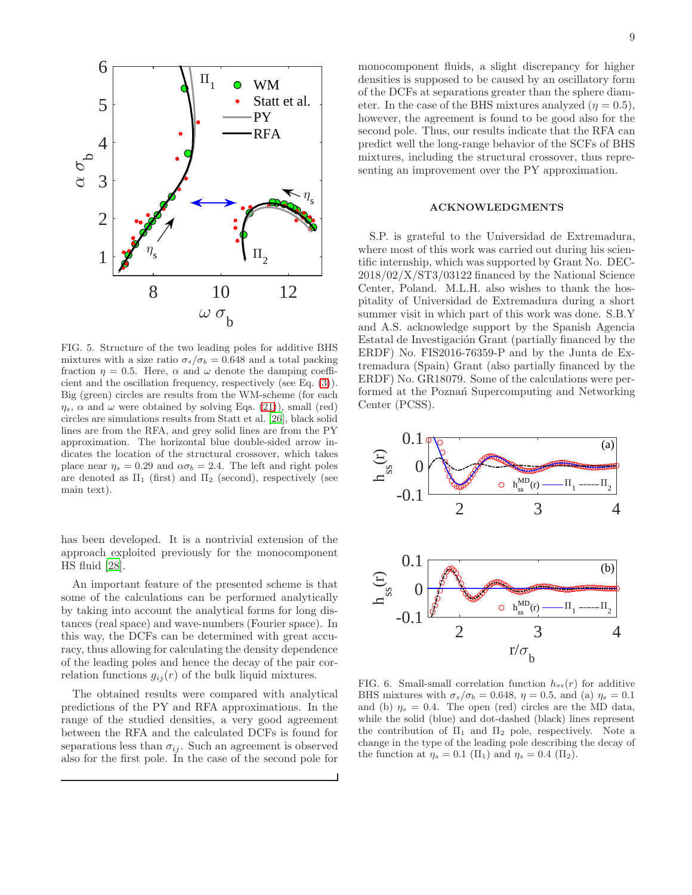FIG. 5. Structure of the two leading poles for additive BHS mixtures with a size ratio $\sigma_s/\sigma_b = 0.648$ and a total packing fraction $\eta = 0.5$. Here, $\alpha$ and $\omega$ denote the damping coefficient and the oscillation frequency, respectively (see Eq. (3)). Big (green) circles are results from the WM-scheme (for each $\eta_s$, $\alpha$ and $\omega$ were obtained by solving Eqs. (21)), small (red) circles are simulations results from Statt et al. [26], black solid lines are from the RFA, and grey solid lines are from the PY approximation. The horizontal blue double-sided arrow indicates the location of the structural crossover, which takes place near $\eta_s = 0.29$ and $\alpha\sigma_b = 2.4$. The left and right poles are denoted as $\Pi_1$ (first) and $\Pi_2$ (second), respectively (see main text).

has been developed. It is a nontrivial extension of the approach exploited previously for the monocomponent HS fluid [28].

An important feature of the presented scheme is that some of the calculations can be performed analytically by taking into account the analytical forms for long distances (real space) and wave-numbers (Fourier space). In this way, the DCFs can be determined with great accuracy, thus allowing for calculating the density dependence of the leading poles and hence the decay of the pair correlation functions $g_{ij}(r)$ of the bulk liquid mixtures.

The obtained results were compared with analytical predictions of the PY and RFA approximations. In the range of the studied densities, a very good agreement between the RFA and the calculated DCFs is found for separations less than $\sigma_{ij}$. Such an agreement is observed also for the first pole. In the case of the second pole for monocomponent fluids, a slight discrepancy for higher densities is supposed to be caused by an oscillatory form of the DCFs at separations greater than the sphere diameter. In the case of the BHS mixtures analyzed ($\eta = 0.5$), however, the agreement is found to be good also for the second pole. Thus, our results indicate that the RFA can predict well the long-range behavior of the SCFs of BHS mixtures, including the structural crossover, thus representing an improvement over the PY approximation.

## ACKNOWLEDGMENTS

S.P. is grateful to the Universidad de Extremadura, where most of this work was carried out during his scientific internship, which was supported by Grant No. DEC-2018/02/X/ST3/03122 financed by the National Science Center, Poland. M.L.H. also wishes to thank the hospitality of Universidad de Extremadura during a short summer visit in which part of this work was done. S.B.Y and A.S. acknowledge support by the Spanish Agencia Estatal de Investigación Grant (partially financed by the ERDF) No. FIS2016-76359-P and by the Junta de Extremadura (Spain) Grant (also partially financed by the ERDF) No. GR18079. Some of the calculations were performed at the Poznań Supercomputing and Networking Center (PCSS).

FIG. 6. Small-small correlation function $h_{ss}(r)$ for additive BHS mixtures with $\sigma_s/\sigma_b = 0.648$, $\eta = 0.5$, and (a) $\eta_s = 0.1$ and (b) $\eta_s = 0.4$. The open (red) circles are the MD data, while the solid (blue) and dot-dashed (black) lines represent the contribution of $\Pi_1$ and $\Pi_2$ pole, respectively. Note a change in the type of the leading pole describing the decay of the function at $\eta_s = 0.1$ ($\Pi_1$) and $\eta_s = 0.4$ ($\Pi_2$).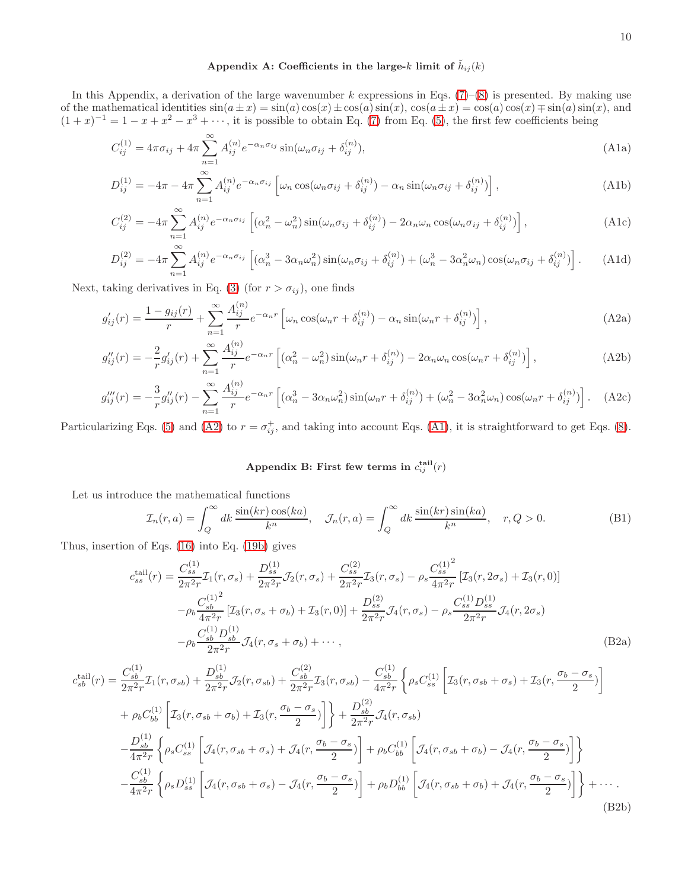## Appendix A: Coefficients in the large-$k$ limit of $\tilde{h}_{ij}(k)$

In this Appendix, a derivation of the large wavenumber $k$ expressions in Eqs. (7)–(8) is presented. By making use of the mathematical identities $\sin(a \pm x) = \sin(a)\cos(x) \pm \cos(a)\sin(x)$, $\cos(a \pm x) = \cos(a)\cos(x) \mp \sin(a)\sin(x)$, and $(1+x)^{-1} = 1 - x + x^2 - x^3 + \cdots$, it is possible to obtain Eq. (7) from Eq. (5), the first few coefficients being

$$C_{ij}^{(1)} = 4\pi\sigma_{ij} + 4\pi \sum_{n=1}^{\infty} A_{ij}^{(n)} e^{-\alpha_n \sigma_{ij}} \sin(\omega_n \sigma_{ij} + \delta_{ij}^{(n)}), \tag{A1a}$$

$$D_{ij}^{(1)} = -4\pi - 4\pi \sum_{n=1}^{\infty} A_{ij}^{(n)} e^{-\alpha_n \sigma_{ij}} \left[\omega_n \cos(\omega_n \sigma_{ij} + \delta_{ij}^{(n)}) - \alpha_n \sin(\omega_n \sigma_{ij} + \delta_{ij}^{(n)})\right], \tag{A1b}$$

$$C_{ij}^{(2)} = -4\pi \sum_{n=1}^{\infty} A_{ij}^{(n)} e^{-\alpha_n \sigma_{ij}} \left[(\alpha_n^2 - \omega_n^2) \sin(\omega_n \sigma_{ij} + \delta_{ij}^{(n)}) - 2\alpha_n \omega_n \cos(\omega_n \sigma_{ij} + \delta_{ij}^{(n)})\right], \tag{A1c}$$

$$D_{ij}^{(2)} = -4\pi \sum_{n=1}^{\infty} A_{ij}^{(n)} e^{-\alpha_n \sigma_{ij}} \left[(\alpha_n^3 - 3\alpha_n \omega_n^2) \sin(\omega_n \sigma_{ij} + \delta_{ij}^{(n)}) + (\omega_n^3 - 3\alpha_n^2 \omega_n) \cos(\omega_n \sigma_{ij} + \delta_{ij}^{(n)})\right]. \tag{A1d}$$

Next, taking derivatives in Eq. (3) (for $r > \sigma_{ij}$), one finds

$$g'_{ij}(r) = \frac{1 - g_{ij}(r)}{r} + \sum_{n=1}^{\infty} \frac{A_{ij}^{(n)}}{r} e^{-\alpha_n r} \left[\omega_n \cos(\omega_n r + \delta_{ij}^{(n)}) - \alpha_n \sin(\omega_n r + \delta_{ij}^{(n)})\right], \tag{A2a}$$

$$g''_{ij}(r) = -\frac{2}{r} g'_{ij}(r) + \sum_{n=1}^{\infty} \frac{A_{ij}^{(n)}}{r} e^{-\alpha_n r} \left[(\alpha_n^2 - \omega_n^2) \sin(\omega_n r + \delta_{ij}^{(n)}) - 2\alpha_n \omega_n \cos(\omega_n r + \delta_{ij}^{(n)})\right], \tag{A2b}$$

$$g'''_{ij}(r) = -\frac{3}{r} g''_{ij}(r) - \sum_{n=1}^{\infty} \frac{A_{ij}^{(n)}}{r} e^{-\alpha_n r} \left[(\alpha_n^3 - 3\alpha_n \omega_n^2) \sin(\omega_n r + \delta_{ij}^{(n)}) + (\omega_n^2 - 3\alpha_n^2 \omega_n) \cos(\omega_n r + \delta_{ij}^{(n)})\right]. \tag{A2c}$$

Particularizing Eqs. (5) and (A2) to $r = \sigma_{ij}^+$, and taking into account Eqs. (A1), it is straightforward to get Eqs. (8).

## Appendix B: First few terms in $c_{ij}^{\text{tail}}(r)$

Let us introduce the mathematical functions

$$\mathcal{I}_n(r, a) = \int_Q^{\infty} dk\, \frac{\sin(kr)\cos(ka)}{k^n}, \quad \mathcal{J}_n(r, a) = \int_Q^{\infty} dk\, \frac{\sin(kr)\sin(ka)}{k^n}, \quad r, Q > 0. \tag{B1}$$

Thus, insertion of Eqs. (16) into Eq. (19b) gives

$$\begin{aligned}
c_{ss}^{\text{tail}}(r) = {} & \frac{C_{ss}^{(1)}}{2\pi^2 r} \mathcal{I}_1(r, \sigma_s) + \frac{D_{ss}^{(1)}}{2\pi^2 r} \mathcal{J}_2(r, \sigma_s) + \frac{C_{ss}^{(2)}}{2\pi^2 r} \mathcal{I}_3(r, \sigma_s) - \rho_s \frac{{C_{ss}^{(1)}}^2}{4\pi^2 r} \left[\mathcal{I}_3(r, 2\sigma_s) + \mathcal{I}_3(r, 0)\right] \\
& - \rho_b \frac{{C_{sb}^{(1)}}^2}{4\pi^2 r} \left[\mathcal{I}_3(r, \sigma_s + \sigma_b) + \mathcal{I}_3(r, 0)\right] + \frac{D_{ss}^{(2)}}{2\pi^2 r} \mathcal{J}_4(r, \sigma_s) - \rho_s \frac{C_{ss}^{(1)} D_{ss}^{(1)}}{2\pi^2 r} \mathcal{J}_4(r, 2\sigma_s) \\
& - \rho_b \frac{C_{sb}^{(1)} D_{sb}^{(1)}}{2\pi^2 r} \mathcal{J}_4(r, \sigma_s + \sigma_b) + \cdots,
\end{aligned} \tag{B2a}$$

$$\begin{aligned}
c_{sb}^{\text{tail}}(r) = {} & \frac{C_{sb}^{(1)}}{2\pi^2 r} \mathcal{I}_1(r, \sigma_{sb}) + \frac{D_{sb}^{(1)}}{2\pi^2 r} \mathcal{J}_2(r, \sigma_{sb}) + \frac{C_{sb}^{(2)}}{2\pi^2 r} \mathcal{I}_3(r, \sigma_{sb}) - \frac{C_{sb}^{(1)}}{4\pi^2 r} \left\{ \rho_s C_{ss}^{(1)} \left[\mathcal{I}_3(r, \sigma_{sb} + \sigma_s) + \mathcal{I}_3(r, \frac{\sigma_b - \sigma_s}{2})\right] \right. \\
& \left. + \rho_b C_{bb}^{(1)} \left[\mathcal{I}_3(r, \sigma_{sb} + \sigma_b) + \mathcal{I}_3(r, \frac{\sigma_b - \sigma_s}{2})\right] \right\} + \frac{D_{sb}^{(2)}}{2\pi^2 r} \mathcal{J}_4(r, \sigma_{sb}) \\
& - \frac{D_{sb}^{(1)}}{4\pi^2 r} \left\{ \rho_s C_{ss}^{(1)} \left[\mathcal{J}_4(r, \sigma_{sb} + \sigma_s) + \mathcal{J}_4(r, \frac{\sigma_b - \sigma_s}{2})\right] + \rho_b C_{bb}^{(1)} \left[\mathcal{J}_4(r, \sigma_{sb} + \sigma_b) - \mathcal{J}_4(r, \frac{\sigma_b - \sigma_s}{2})\right] \right\} \\
& - \frac{C_{sb}^{(1)}}{4\pi^2 r} \left\{ \rho_s D_{ss}^{(1)} \left[\mathcal{J}_4(r, \sigma_{sb} + \sigma_s) - \mathcal{J}_4(r, \frac{\sigma_b - \sigma_s}{2})\right] + \rho_b D_{bb}^{(1)} \left[\mathcal{J}_4(r, \sigma_{sb} + \sigma_b) + \mathcal{J}_4(r, \frac{\sigma_b - \sigma_s}{2})\right] \right\} + \cdots.
\end{aligned} \tag{B2b}$$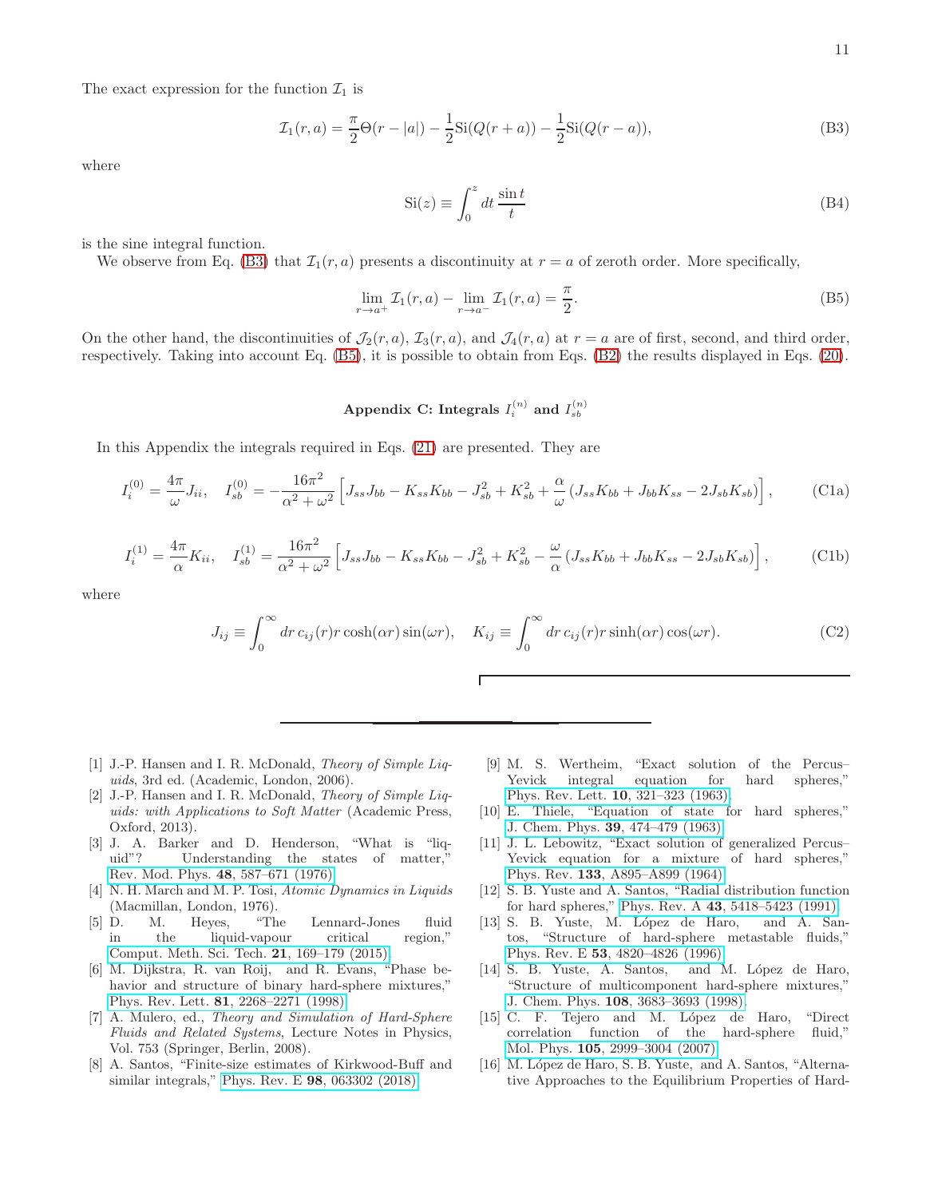The exact expression for the function $\mathcal{I}_1$ is

$$\mathcal{I}_1(r,a) = \frac{\pi}{2}\Theta(r-|a|) - \frac{1}{2}\mathrm{Si}(Q(r+a)) - \frac{1}{2}\mathrm{Si}(Q(r-a)), \tag{B3}$$

where

$$\mathrm{Si}(z) \equiv \int_0^z dt\, \frac{\sin t}{t} \tag{B4}$$

is the sine integral function.

We observe from Eq. (B3) that $\mathcal{I}_1(r,a)$ presents a discontinuity at $r=a$ of zeroth order. More specifically,

$$\lim_{r\to a^+} \mathcal{I}_1(r,a) - \lim_{r\to a^-} \mathcal{I}_1(r,a) = \frac{\pi}{2}. \tag{B5}$$

On the other hand, the discontinuities of $\mathcal{J}_2(r,a)$, $\mathcal{I}_3(r,a)$, and $\mathcal{J}_4(r,a)$ at $r=a$ are of first, second, and third order, respectively. Taking into account Eq. (B5), it is possible to obtain from Eqs. (B2) the results displayed in Eqs. (20).

## Appendix C: Integrals $I_i^{(n)}$ and $I_{sb}^{(n)}$

In this Appendix the integrals required in Eqs. (21) are presented. They are

$$I_i^{(0)} = \frac{4\pi}{\omega} J_{ii}, \quad I_{sb}^{(0)} = -\frac{16\pi^2}{\alpha^2+\omega^2}\left[J_{ss}J_{bb} - K_{ss}K_{bb} - J_{sb}^2 + K_{sb}^2 + \frac{\alpha}{\omega}\left(J_{ss}K_{bb} + J_{bb}K_{ss} - 2J_{sb}K_{sb}\right)\right], \tag{C1a}$$

$$I_i^{(1)} = \frac{4\pi}{\alpha} K_{ii}, \quad I_{sb}^{(1)} = \frac{16\pi^2}{\alpha^2+\omega^2}\left[J_{ss}J_{bb} - K_{ss}K_{bb} - J_{sb}^2 + K_{sb}^2 - \frac{\omega}{\alpha}\left(J_{ss}K_{bb} + J_{bb}K_{ss} - 2J_{sb}K_{sb}\right)\right], \tag{C1b}$$

where

$$J_{ij} \equiv \int_0^\infty dr\, c_{ij}(r) r \cosh(\alpha r)\sin(\omega r), \quad K_{ij} \equiv \int_0^\infty dr\, c_{ij}(r) r \sinh(\alpha r)\cos(\omega r). \tag{C2}$$

---

[1] J.-P. Hansen and I. R. McDonald, *Theory of Simple Liquids*, 3rd ed. (Academic, London, 2006).

[2] J.-P. Hansen and I. R. McDonald, *Theory of Simple Liquids: with Applications to Soft Matter* (Academic Press, Oxford, 2013).

[3] J. A. Barker and D. Henderson, "What is "liquid"? Understanding the states of matter," Rev. Mod. Phys. **48**, 587–671 (1976).

[4] N. H. March and M. P. Tosi, *Atomic Dynamics in Liquids* (Macmillan, London, 1976).

[5] D. M. Heyes, "The Lennard-Jones fluid in the liquid-vapour critical region," Comput. Meth. Sci. Tech. **21**, 169–179 (2015).

[6] M. Dijkstra, R. van Roij, and R. Evans, "Phase behavior and structure of binary hard-sphere mixtures," Phys. Rev. Lett. **81**, 2268–2271 (1998).

[7] A. Mulero, ed., *Theory and Simulation of Hard-Sphere Fluids and Related Systems*, Lecture Notes in Physics, Vol. 753 (Springer, Berlin, 2008).

[8] A. Santos, "Finite-size estimates of Kirkwood-Buff and similar integrals," Phys. Rev. E **98**, 063302 (2018).

[9] M. S. Wertheim, "Exact solution of the Percus–Yevick integral equation for hard spheres," Phys. Rev. Lett. **10**, 321–323 (1963).

[10] E. Thiele, "Equation of state for hard spheres," J. Chem. Phys. **39**, 474–479 (1963).

[11] J. L. Lebowitz, "Exact solution of generalized Percus–Yevick equation for a mixture of hard spheres," Phys. Rev. **133**, A895–A899 (1964).

[12] S. B. Yuste and A. Santos, "Radial distribution function for hard spheres," Phys. Rev. A **43**, 5418–5423 (1991).

[13] S. B. Yuste, M. López de Haro, and A. Santos, "Structure of hard-sphere metastable fluids," Phys. Rev. E **53**, 4820–4826 (1996).

[14] S. B. Yuste, A. Santos, and M. López de Haro, "Structure of multicomponent hard-sphere mixtures," J. Chem. Phys. **108**, 3683–3693 (1998).

[15] C. F. Tejero and M. López de Haro, "Direct correlation function of the hard-sphere fluid," Mol. Phys. **105**, 2999–3004 (2007).

[16] M. López de Haro, S. B. Yuste, and A. Santos, "Alternative Approaches to the Equilibrium Properties of Hard-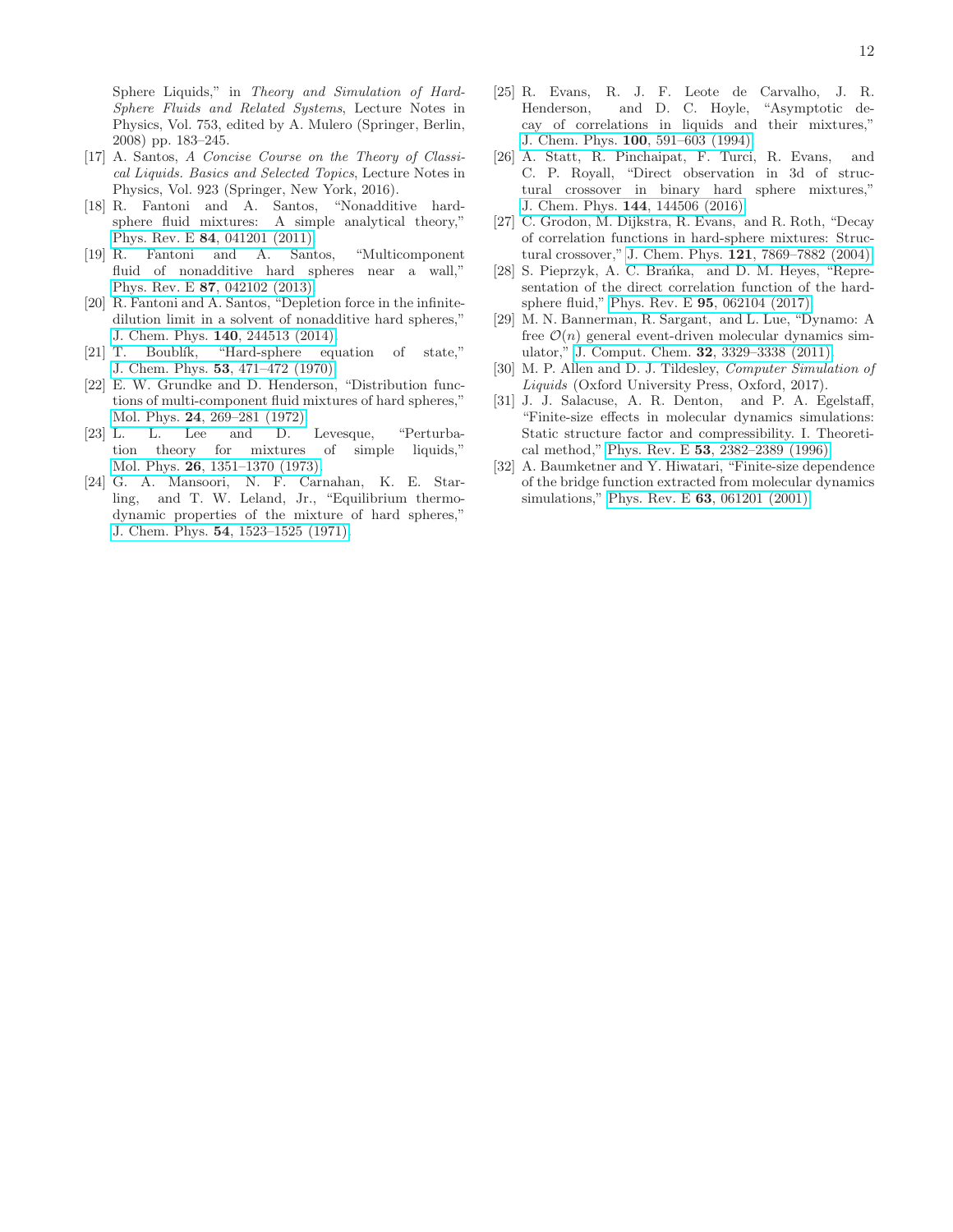Sphere Liquids," in *Theory and Simulation of Hard-Sphere Fluids and Related Systems*, Lecture Notes in Physics, Vol. 753, edited by A. Mulero (Springer, Berlin, 2008) pp. 183–245.

[17] A. Santos, *A Concise Course on the Theory of Classical Liquids. Basics and Selected Topics*, Lecture Notes in Physics, Vol. 923 (Springer, New York, 2016).

[18] R. Fantoni and A. Santos, "Nonadditive hard-sphere fluid mixtures: A simple analytical theory," Phys. Rev. E **84**, 041201 (2011).

[19] R. Fantoni and A. Santos, "Multicomponent fluid of nonadditive hard spheres near a wall," Phys. Rev. E **87**, 042102 (2013).

[20] R. Fantoni and A. Santos, "Depletion force in the infinite-dilution limit in a solvent of nonadditive hard spheres," J. Chem. Phys. **140**, 244513 (2014).

[21] T. Boublík, "Hard-sphere equation of state," J. Chem. Phys. **53**, 471–472 (1970).

[22] E. W. Grundke and D. Henderson, "Distribution functions of multi-component fluid mixtures of hard spheres," Mol. Phys. **24**, 269–281 (1972).

[23] L. L. Lee and D. Levesque, "Perturbation theory for mixtures of simple liquids," Mol. Phys. **26**, 1351–1370 (1973).

[24] G. A. Mansoori, N. F. Carnahan, K. E. Starling, and T. W. Leland, Jr., "Equilibrium thermodynamic properties of the mixture of hard spheres," J. Chem. Phys. **54**, 1523–1525 (1971).

[25] R. Evans, R. J. F. Leote de Carvalho, J. R. Henderson, and D. C. Hoyle, "Asymptotic decay of correlations in liquids and their mixtures," J. Chem. Phys. **100**, 591–603 (1994).

[26] A. Statt, R. Pinchaipat, F. Turci, R. Evans, and C. P. Royall, "Direct observation in 3d of structural crossover in binary hard sphere mixtures," J. Chem. Phys. **144**, 144506 (2016).

[27] C. Grodon, M. Dijkstra, R. Evans, and R. Roth, "Decay of correlation functions in hard-sphere mixtures: Structural crossover," J. Chem. Phys. **121**, 7869–7882 (2004).

[28] S. Pieprzyk, A. C. Brańka, and D. M. Heyes, "Representation of the direct correlation function of the hard-sphere fluid," Phys. Rev. E **95**, 062104 (2017).

[29] M. N. Bannerman, R. Sargant, and L. Lue, "Dynamo: A free $\mathcal{O}(n)$ general event-driven molecular dynamics simulator," J. Comput. Chem. **32**, 3329–3338 (2011).

[30] M. P. Allen and D. J. Tildesley, *Computer Simulation of Liquids* (Oxford University Press, Oxford, 2017).

[31] J. J. Salacuse, A. R. Denton, and P. A. Egelstaff, "Finite-size effects in molecular dynamics simulations: Static structure factor and compressibility. I. Theoretical method," Phys. Rev. E **53**, 2382–2389 (1996).

[32] A. Baumketner and Y. Hiwatari, "Finite-size dependence of the bridge function extracted from molecular dynamics simulations," Phys. Rev. E **63**, 061201 (2001).